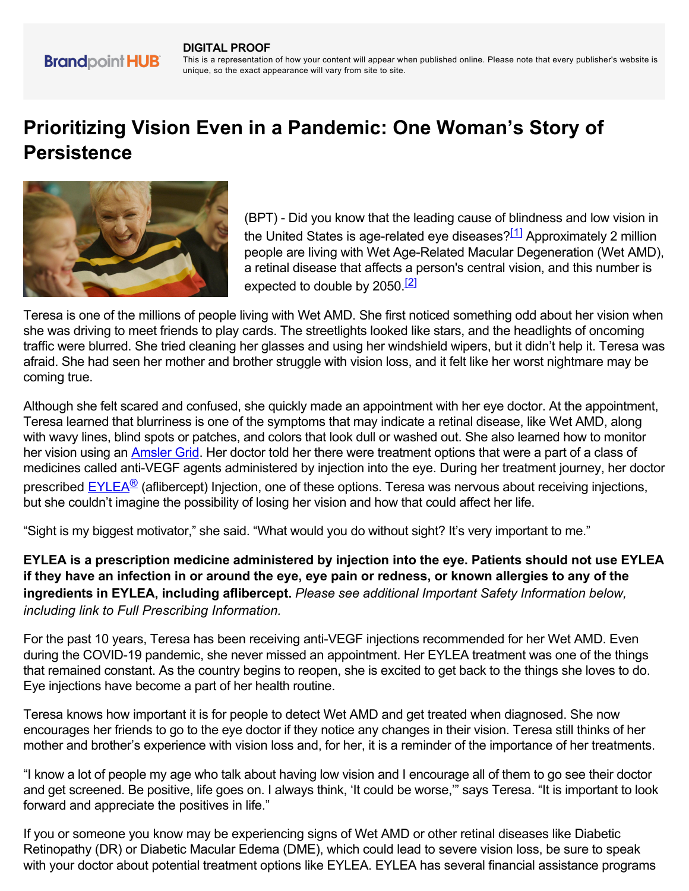**DIGITAL PROOF**

This is a representation of how your content will appear when published online. Please note that every publisher's website is unique, so the exact appearance will vary from site to site.

# Prioritizing Vision Even in a Pandemic: One Woman's Story of Persistence

(BPT) - Did you know that the leading cause of blindness and low vision in the United States is age-related eye diseases?[1] Approximately 2 million people are living with Wet Age-Related Macular Degeneration (Wet AMD), a retinal disease that affects a person's central vision, and this number is expected to double by 2050.[2]

Teresa is one of the millions of people living with Wet AMD. She first noticed something odd about her vision when she was driving to meet friends to play cards. The streetlights looked like stars, and the headlights of oncoming traffic were blurred. She tried cleaning her glasses and using her windshield wipers, but it didn't help it. Teresa was afraid. She had seen her mother and brother struggle with vision loss, and it felt like her worst nightmare may be coming true.

Although she felt scared and confused, she quickly made an appointment with her eye doctor. At the appointment, Teresa learned that blurriness is one of the symptoms that may indicate a retinal disease, like Wet AMD, along with wavy lines, blind spots or patches, and colors that look dull or washed out. She also learned how to monitor her vision using an Amsler Grid. Her doctor told her there were treatment options that were a part of a class of medicines called anti-VEGF agents administered by injection into the eye. During her treatment journey, her doctor prescribed EYLEA® (aflibercept) Injection, one of these options. Teresa was nervous about receiving injections, but she couldn't imagine the possibility of losing her vision and how that could affect her life.

"Sight is my biggest motivator," she said. "What would you do without sight? It's very important to me."

**EYLEA is a prescription medicine administered by injection into the eye. Patients should not use EYLEA if they have an infection in or around the eye, eye pain or redness, or known allergies to any of the ingredients in EYLEA, including aflibercept.** *Please see additional Important Safety Information below, including link to Full Prescribing Information.*

For the past 10 years, Teresa has been receiving anti-VEGF injections recommended for her Wet AMD. Even during the COVID-19 pandemic, she never missed an appointment. Her EYLEA treatment was one of the things that remained constant. As the country begins to reopen, she is excited to get back to the things she loves to do. Eye injections have become a part of her health routine.

Teresa knows how important it is for people to detect Wet AMD and get treated when diagnosed. She now encourages her friends to go to the eye doctor if they notice any changes in their vision. Teresa still thinks of her mother and brother's experience with vision loss and, for her, it is a reminder of the importance of her treatments.

"I know a lot of people my age who talk about having low vision and I encourage all of them to go see their doctor and get screened. Be positive, life goes on. I always think, 'It could be worse,'" says Teresa. "It is important to look forward and appreciate the positives in life."

If you or someone you know may be experiencing signs of Wet AMD or other retinal diseases like Diabetic Retinopathy (DR) or Diabetic Macular Edema (DME), which could lead to severe vision loss, be sure to speak with your doctor about potential treatment options like EYLEA. EYLEA has several financial assistance programs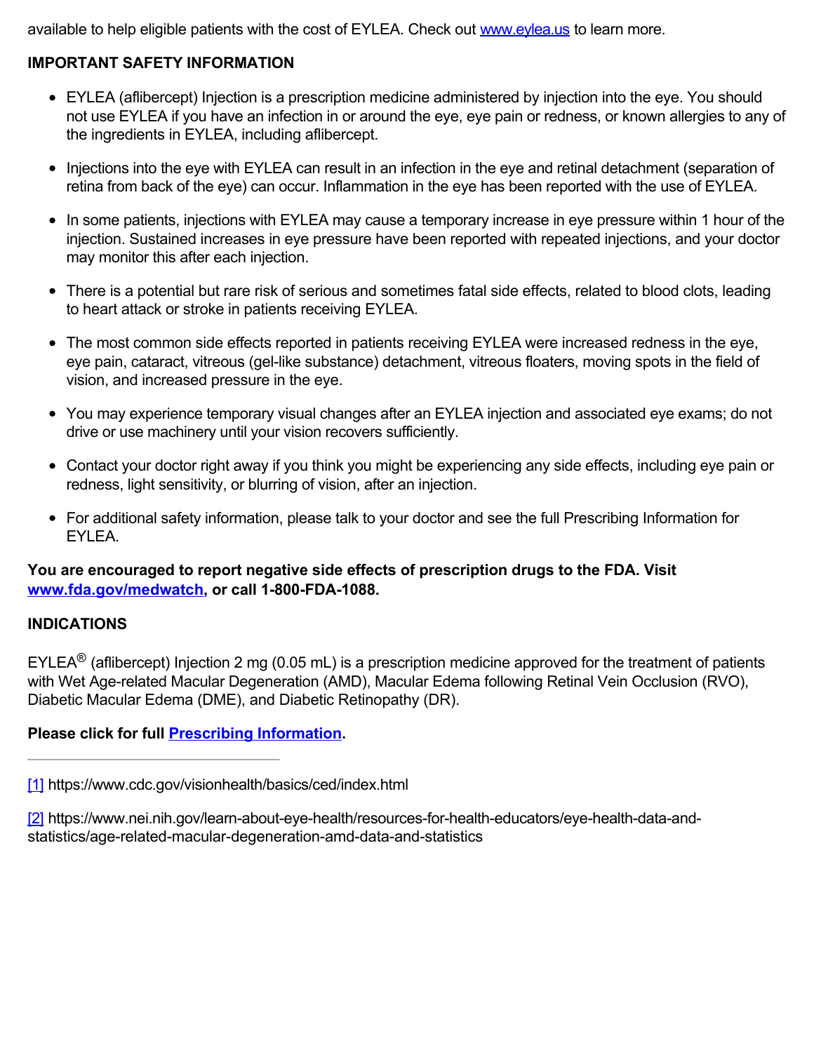available to help eligible patients with the cost of EYLEA. Check out [www.eylea.us](www.eylea.us) to learn more.

**IMPORTANT SAFETY INFORMATION**

- EYLEA (aflibercept) Injection is a prescription medicine administered by injection into the eye. You should not use EYLEA if you have an infection in or around the eye, eye pain or redness, or known allergies to any of the ingredients in EYLEA, including aflibercept.
- Injections into the eye with EYLEA can result in an infection in the eye and retinal detachment (separation of retina from back of the eye) can occur. Inflammation in the eye has been reported with the use of EYLEA.
- In some patients, injections with EYLEA may cause a temporary increase in eye pressure within 1 hour of the injection. Sustained increases in eye pressure have been reported with repeated injections, and your doctor may monitor this after each injection.
- There is a potential but rare risk of serious and sometimes fatal side effects, related to blood clots, leading to heart attack or stroke in patients receiving EYLEA.
- The most common side effects reported in patients receiving EYLEA were increased redness in the eye, eye pain, cataract, vitreous (gel-like substance) detachment, vitreous floaters, moving spots in the field of vision, and increased pressure in the eye.
- You may experience temporary visual changes after an EYLEA injection and associated eye exams; do not drive or use machinery until your vision recovers sufficiently.
- Contact your doctor right away if you think you might be experiencing any side effects, including eye pain or redness, light sensitivity, or blurring of vision, after an injection.
- For additional safety information, please talk to your doctor and see the full Prescribing Information for EYLEA.

**You are encouraged to report negative side effects of prescription drugs to the FDA. Visit [www.fda.gov/medwatch](www.fda.gov/medwatch), or call 1-800-FDA-1088.**

**INDICATIONS**

EYLEA® (aflibercept) Injection 2 mg (0.05 mL) is a prescription medicine approved for the treatment of patients with Wet Age-related Macular Degeneration (AMD), Macular Edema following Retinal Vein Occlusion (RVO), Diabetic Macular Edema (DME), and Diabetic Retinopathy (DR).

**Please click for full Prescribing Information.**

---

[1] https://www.cdc.gov/visionhealth/basics/ced/index.html

[2] https://www.nei.nih.gov/learn-about-eye-health/resources-for-health-educators/eye-health-data-and-statistics/age-related-macular-degeneration-amd-data-and-statistics